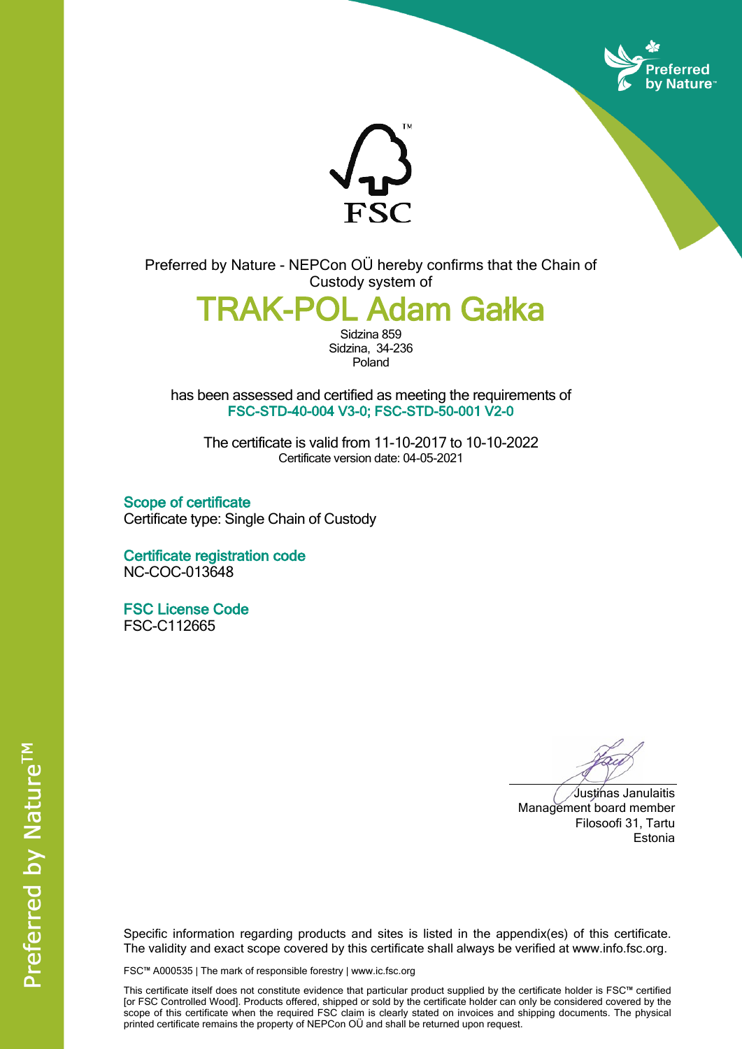Preferred by Nature - NEPCon OÜ hereby confirms that the Chain of Custody system of

# TRAK-POL Adam Gałka

Sidzina 859
Sidzina, 34-236
Poland

has been assessed and certified as meeting the requirements of
**FSC-STD-40-004 V3-0; FSC-STD-50-001 V2-0**

The certificate is valid from 11-10-2017 to 10-10-2022
Certificate version date: 04-05-2021

### Scope of certificate

Certificate type: Single Chain of Custody

### Certificate registration code

NC-COC-013648

### FSC License Code

FSC-C112665

Justinas Janulaitis
Management board member
Filosoofi 31, Tartu
Estonia

Specific information regarding products and sites is listed in the appendix(es) of this certificate. The validity and exact scope covered by this certificate shall always be verified at www.info.fsc.org.

FSC™ A000535 | The mark of responsible forestry | www.ic.fsc.org

This certificate itself does not constitute evidence that particular product supplied by the certificate holder is FSC™ certified [or FSC Controlled Wood]. Products offered, shipped or sold by the certificate holder can only be considered covered by the scope of this certificate when the required FSC claim is clearly stated on invoices and shipping documents. The physical printed certificate remains the property of NEPCon OÜ and shall be returned upon request.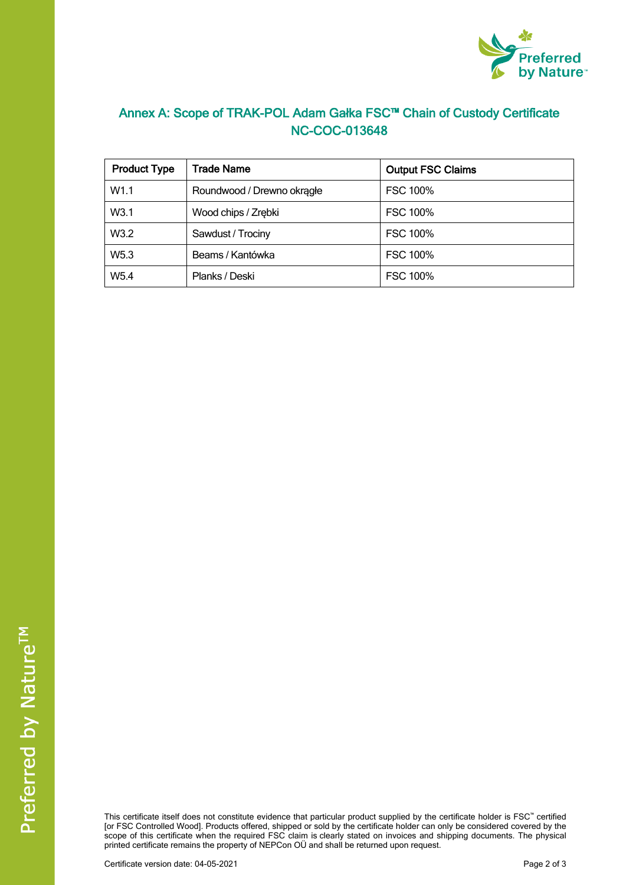## Annex A: Scope of TRAK-POL Adam Gałka FSC™ Chain of Custody Certificate NC-COC-013648

| Product Type | Trade Name | Output FSC Claims |
|---|---|---|
| W1.1 | Roundwood / Drewno okrągłe | FSC 100% |
| W3.1 | Wood chips / Zrębki | FSC 100% |
| W3.2 | Sawdust / Trociny | FSC 100% |
| W5.3 | Beams / Kantówka | FSC 100% |
| W5.4 | Planks / Deski | FSC 100% |

This certificate itself does not constitute evidence that particular product supplied by the certificate holder is FSC™ certified [or FSC Controlled Wood]. Products offered, shipped or sold by the certificate holder can only be considered covered by the scope of this certificate when the required FSC claim is clearly stated on invoices and shipping documents. The physical printed certificate remains the property of NEPCon OÜ and shall be returned upon request.

Certificate version date: 04-05-2021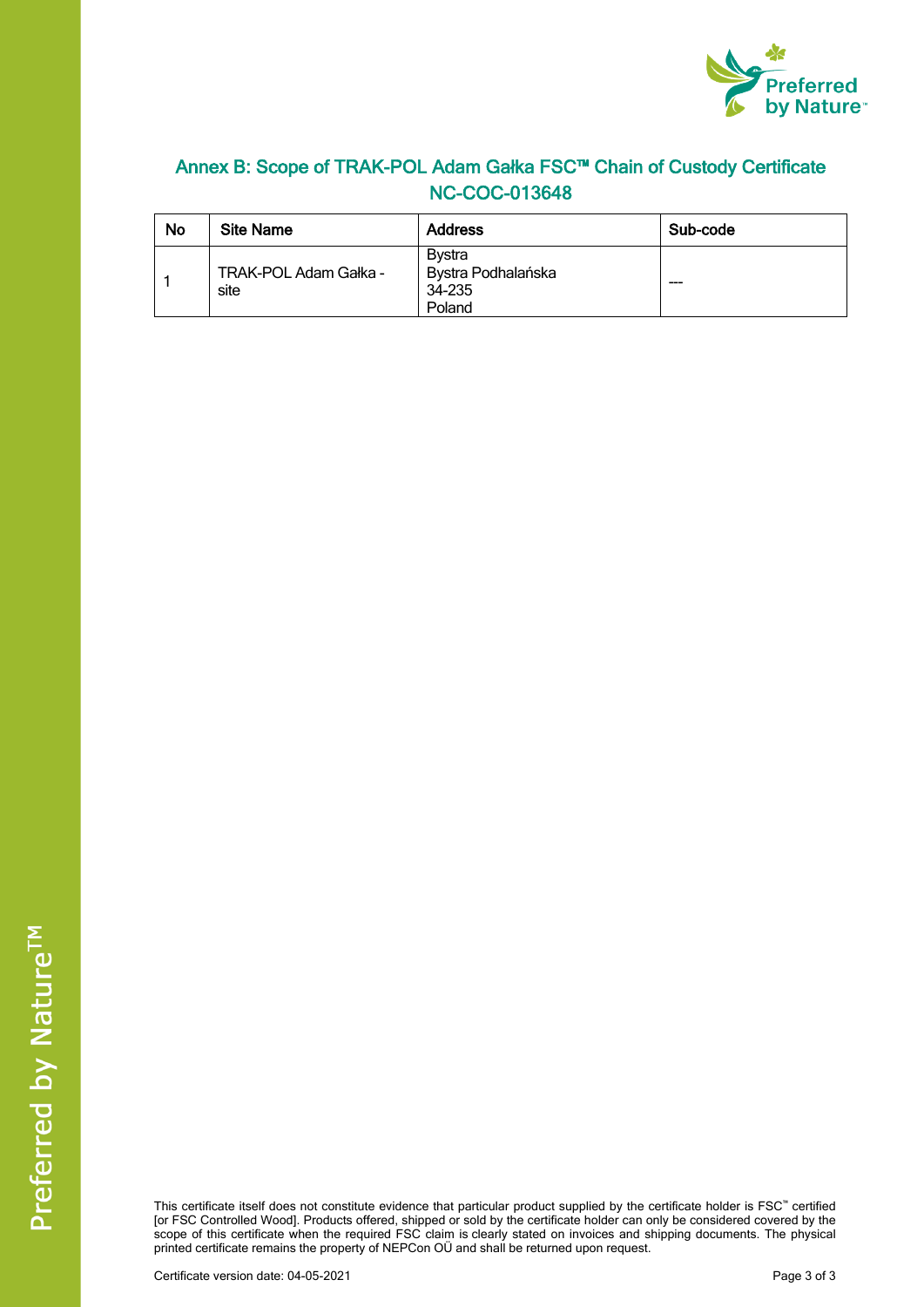## Annex B: Scope of TRAK-POL Adam Gałka FSC™ Chain of Custody Certificate NC-COC-013648

| No | Site Name | Address | Sub-code |
| --- | --- | --- | --- |
| 1 | TRAK-POL Adam Gałka - site | Bystra<br>Bystra Podhalańska<br>34-235<br>Poland | --- |

This certificate itself does not constitute evidence that particular product supplied by the certificate holder is FSC™ certified [or FSC Controlled Wood]. Products offered, shipped or sold by the certificate holder can only be considered covered by the scope of this certificate when the required FSC claim is clearly stated on invoices and shipping documents. The physical printed certificate remains the property of NEPCon OÜ and shall be returned upon request.

Certificate version date: 04-05-2021